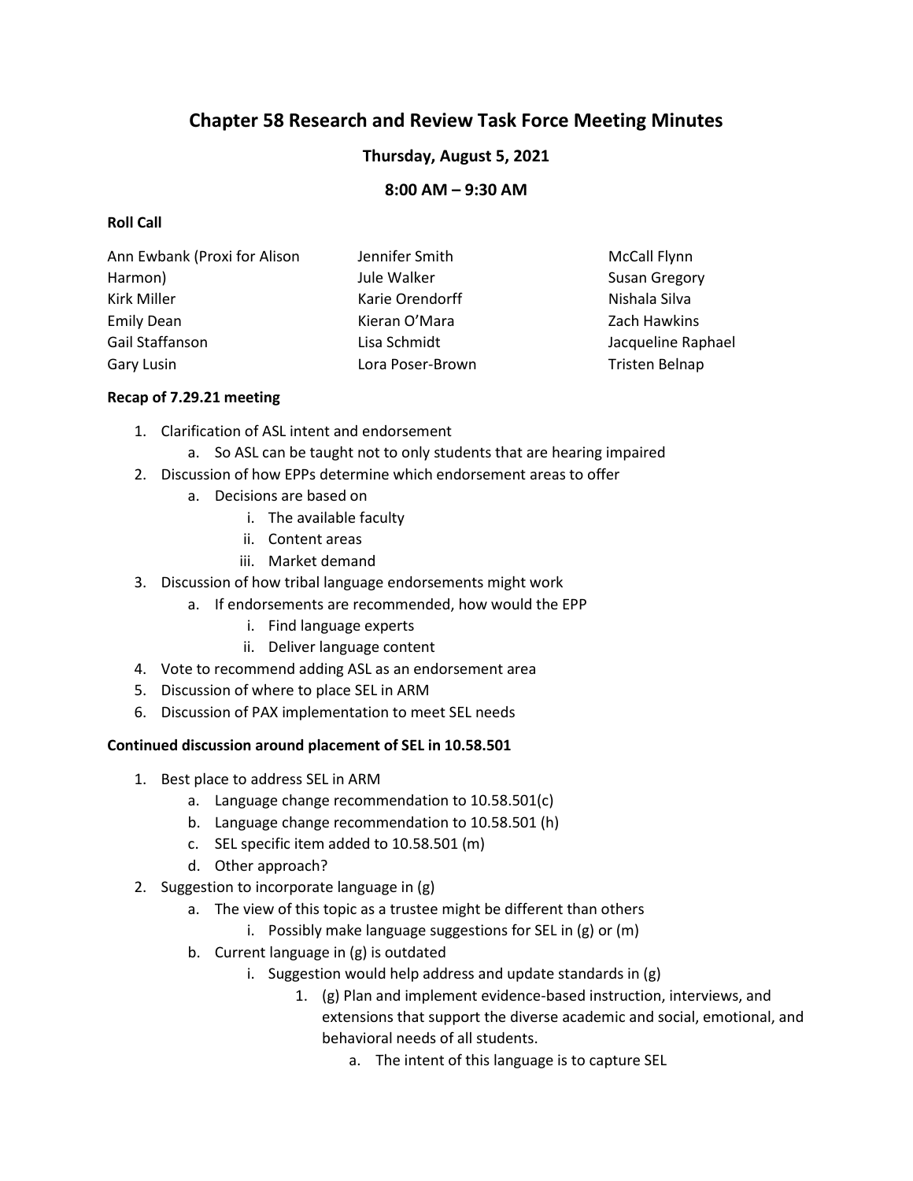# Chapter 58 Research and Review Task Force Meeting Minutes

**Thursday, August 5, 2021**

**8:00 AM – 9:30 AM**

**Roll Call**

Ann Ewbank (Proxi for Alison Harmon)
Kirk Miller
Emily Dean
Gail Staffanson
Gary Lusin
Jennifer Smith
Jule Walker
Karie Orendorff
Kieran O'Mara
Lisa Schmidt
Lora Poser-Brown
McCall Flynn
Susan Gregory
Nishala Silva
Zach Hawkins
Jacqueline Raphael
Tristen Belnap

**Recap of 7.29.21 meeting**

1. Clarification of ASL intent and endorsement
   a. So ASL can be taught not to only students that are hearing impaired
2. Discussion of how EPPs determine which endorsement areas to offer
   a. Decisions are based on
      i. The available faculty
      ii. Content areas
      iii. Market demand
3. Discussion of how tribal language endorsements might work
   a. If endorsements are recommended, how would the EPP
      i. Find language experts
      ii. Deliver language content
4. Vote to recommend adding ASL as an endorsement area
5. Discussion of where to place SEL in ARM
6. Discussion of PAX implementation to meet SEL needs

**Continued discussion around placement of SEL in 10.58.501**

1. Best place to address SEL in ARM
   a. Language change recommendation to 10.58.501(c)
   b. Language change recommendation to 10.58.501 (h)
   c. SEL specific item added to 10.58.501 (m)
   d. Other approach?
2. Suggestion to incorporate language in (g)
   a. The view of this topic as a trustee might be different than others
      i. Possibly make language suggestions for SEL in (g) or (m)
   b. Current language in (g) is outdated
      i. Suggestion would help address and update standards in (g)
         1. (g) Plan and implement evidence-based instruction, interviews, and extensions that support the diverse academic and social, emotional, and behavioral needs of all students.
            a. The intent of this language is to capture SEL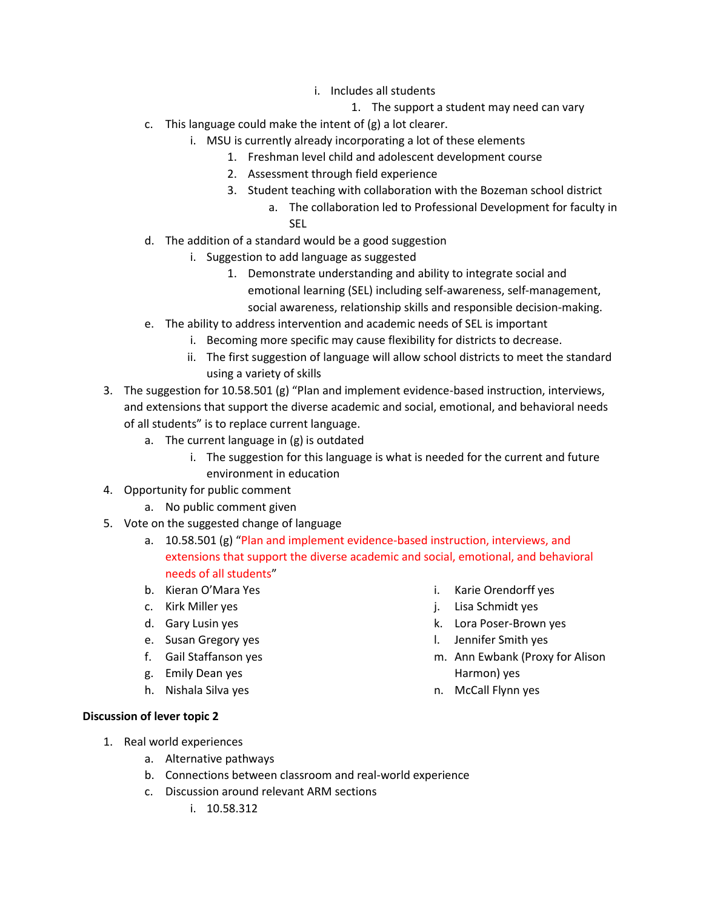i. Includes all students
                1. The support a student may need can vary
    c. This language could make the intent of (g) a lot clearer.
        i. MSU is currently already incorporating a lot of these elements
            1. Freshman level child and adolescent development course
            2. Assessment through field experience
            3. Student teaching with collaboration with the Bozeman school district
                a. The collaboration led to Professional Development for faculty in SEL
    d. The addition of a standard would be a good suggestion
        i. Suggestion to add language as suggested
            1. Demonstrate understanding and ability to integrate social and emotional learning (SEL) including self-awareness, self-management, social awareness, relationship skills and responsible decision-making.
    e. The ability to address intervention and academic needs of SEL is important
        i. Becoming more specific may cause flexibility for districts to decrease.
        ii. The first suggestion of language will allow school districts to meet the standard using a variety of skills

3. The suggestion for 10.58.501 (g) "Plan and implement evidence-based instruction, interviews, and extensions that support the diverse academic and social, emotional, and behavioral needs of all students" is to replace current language.
    a. The current language in (g) is outdated
        i. The suggestion for this language is what is needed for the current and future environment in education
4. Opportunity for public comment
    a. No public comment given
5. Vote on the suggested change of language
    a. 10.58.501 (g) "Plan and implement evidence-based instruction, interviews, and extensions that support the diverse academic and social, emotional, and behavioral needs of all students"
    b. Kieran O'Mara Yes
    c. Kirk Miller yes
    d. Gary Lusin yes
    e. Susan Gregory yes
    f. Gail Staffanson yes
    g. Emily Dean yes
    h. Nishala Silva yes
    i. Karie Orendorff yes
    j. Lisa Schmidt yes
    k. Lora Poser-Brown yes
    l. Jennifer Smith yes
    m. Ann Ewbank (Proxy for Alison Harmon) yes
    n. McCall Flynn yes

**Discussion of lever topic 2**

1. Real world experiences
    a. Alternative pathways
    b. Connections between classroom and real-world experience
    c. Discussion around relevant ARM sections
        i. 10.58.312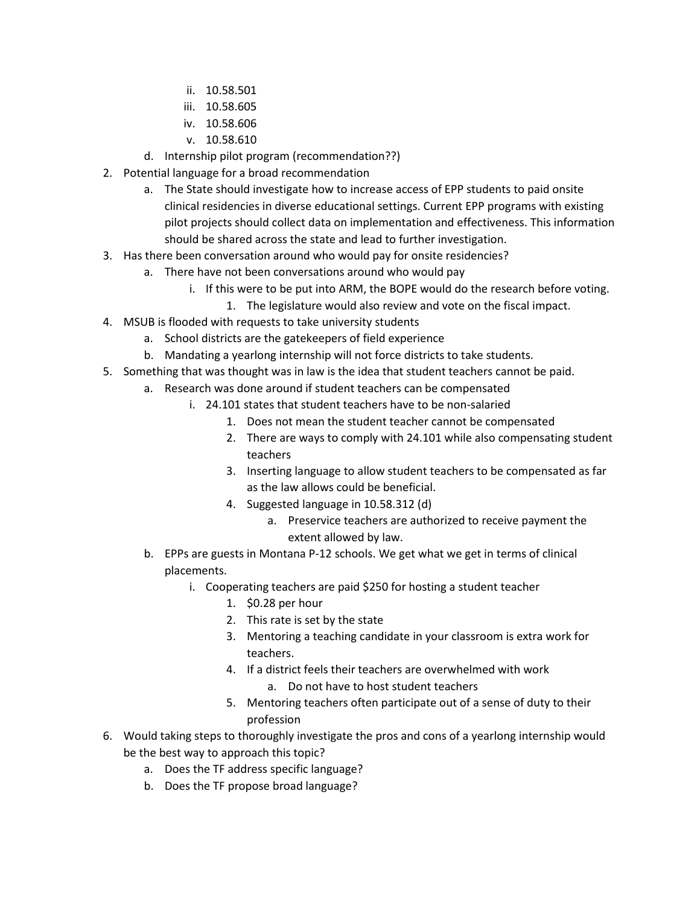- ii. 10.58.501
- iii. 10.58.605
- iv. 10.58.606
- v. 10.58.610

d. Internship pilot program (recommendation??)

2. Potential language for a broad recommendation
   - a. The State should investigate how to increase access of EPP students to paid onsite clinical residencies in diverse educational settings. Current EPP programs with existing pilot projects should collect data on implementation and effectiveness. This information should be shared across the state and lead to further investigation.
3. Has there been conversation around who would pay for onsite residencies?
   - a. There have not been conversations around who would pay
     - i. If this were to be put into ARM, the BOPE would do the research before voting.
       1. The legislature would also review and vote on the fiscal impact.
4. MSUB is flooded with requests to take university students
   - a. School districts are the gatekeepers of field experience
   - b. Mandating a yearlong internship will not force districts to take students.
5. Something that was thought was in law is the idea that student teachers cannot be paid.
   - a. Research was done around if student teachers can be compensated
     - i. 24.101 states that student teachers have to be non-salaried
       1. Does not mean the student teacher cannot be compensated
       2. There are ways to comply with 24.101 while also compensating student teachers
       3. Inserting language to allow student teachers to be compensated as far as the law allows could be beneficial.
       4. Suggested language in 10.58.312 (d)
          - a. Preservice teachers are authorized to receive payment the extent allowed by law.
   - b. EPPs are guests in Montana P-12 schools. We get what we get in terms of clinical placements.
     - i. Cooperating teachers are paid $250 for hosting a student teacher
       1. $0.28 per hour
       2. This rate is set by the state
       3. Mentoring a teaching candidate in your classroom is extra work for teachers.
       4. If a district feels their teachers are overwhelmed with work
          - a. Do not have to host student teachers
       5. Mentoring teachers often participate out of a sense of duty to their profession
6. Would taking steps to thoroughly investigate the pros and cons of a yearlong internship would be the best way to approach this topic?
   - a. Does the TF address specific language?
   - b. Does the TF propose broad language?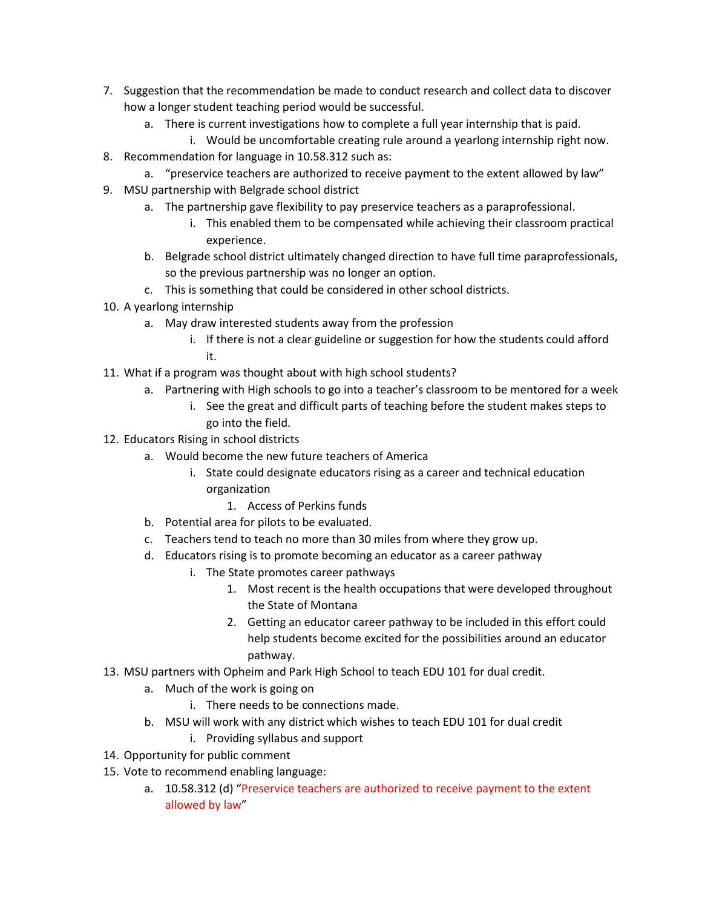7. Suggestion that the recommendation be made to conduct research and collect data to discover how a longer student teaching period would be successful.
    a. There is current investigations how to complete a full year internship that is paid.
        i. Would be uncomfortable creating rule around a yearlong internship right now.
8. Recommendation for language in 10.58.312 such as:
    a. "preservice teachers are authorized to receive payment to the extent allowed by law"
9. MSU partnership with Belgrade school district
    a. The partnership gave flexibility to pay preservice teachers as a paraprofessional.
        i. This enabled them to be compensated while achieving their classroom practical experience.
    b. Belgrade school district ultimately changed direction to have full time paraprofessionals, so the previous partnership was no longer an option.
    c. This is something that could be considered in other school districts.
10. A yearlong internship
    a. May draw interested students away from the profession
        i. If there is not a clear guideline or suggestion for how the students could afford it.
11. What if a program was thought about with high school students?
    a. Partnering with High schools to go into a teacher's classroom to be mentored for a week
        i. See the great and difficult parts of teaching before the student makes steps to go into the field.
12. Educators Rising in school districts
    a. Would become the new future teachers of America
        i. State could designate educators rising as a career and technical education organization
            1. Access of Perkins funds
    b. Potential area for pilots to be evaluated.
    c. Teachers tend to teach no more than 30 miles from where they grow up.
    d. Educators rising is to promote becoming an educator as a career pathway
        i. The State promotes career pathways
            1. Most recent is the health occupations that were developed throughout the State of Montana
            2. Getting an educator career pathway to be included in this effort could help students become excited for the possibilities around an educator pathway.
13. MSU partners with Opheim and Park High School to teach EDU 101 for dual credit.
    a. Much of the work is going on
        i. There needs to be connections made.
    b. MSU will work with any district which wishes to teach EDU 101 for dual credit
        i. Providing syllabus and support
14. Opportunity for public comment
15. Vote to recommend enabling language:
    a. 10.58.312 (d) "Preservice teachers are authorized to receive payment to the extent allowed by law"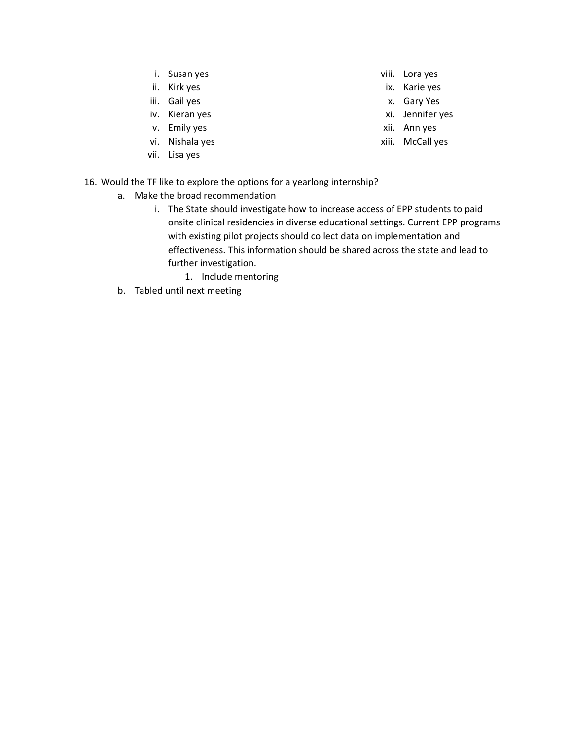i. Susan yes
ii. Kirk yes
iii. Gail yes
iv. Kieran yes
v. Emily yes
vi. Nishala yes
vii. Lisa yes
viii. Lora yes
ix. Karie yes
x. Gary Yes
xi. Jennifer yes
xii. Ann yes
xiii. McCall yes

16. Would the TF like to explore the options for a yearlong internship?
    a. Make the broad recommendation
        i. The State should investigate how to increase access of EPP students to paid onsite clinical residencies in diverse educational settings. Current EPP programs with existing pilot projects should collect data on implementation and effectiveness. This information should be shared across the state and lead to further investigation.
            1. Include mentoring
    b. Tabled until next meeting